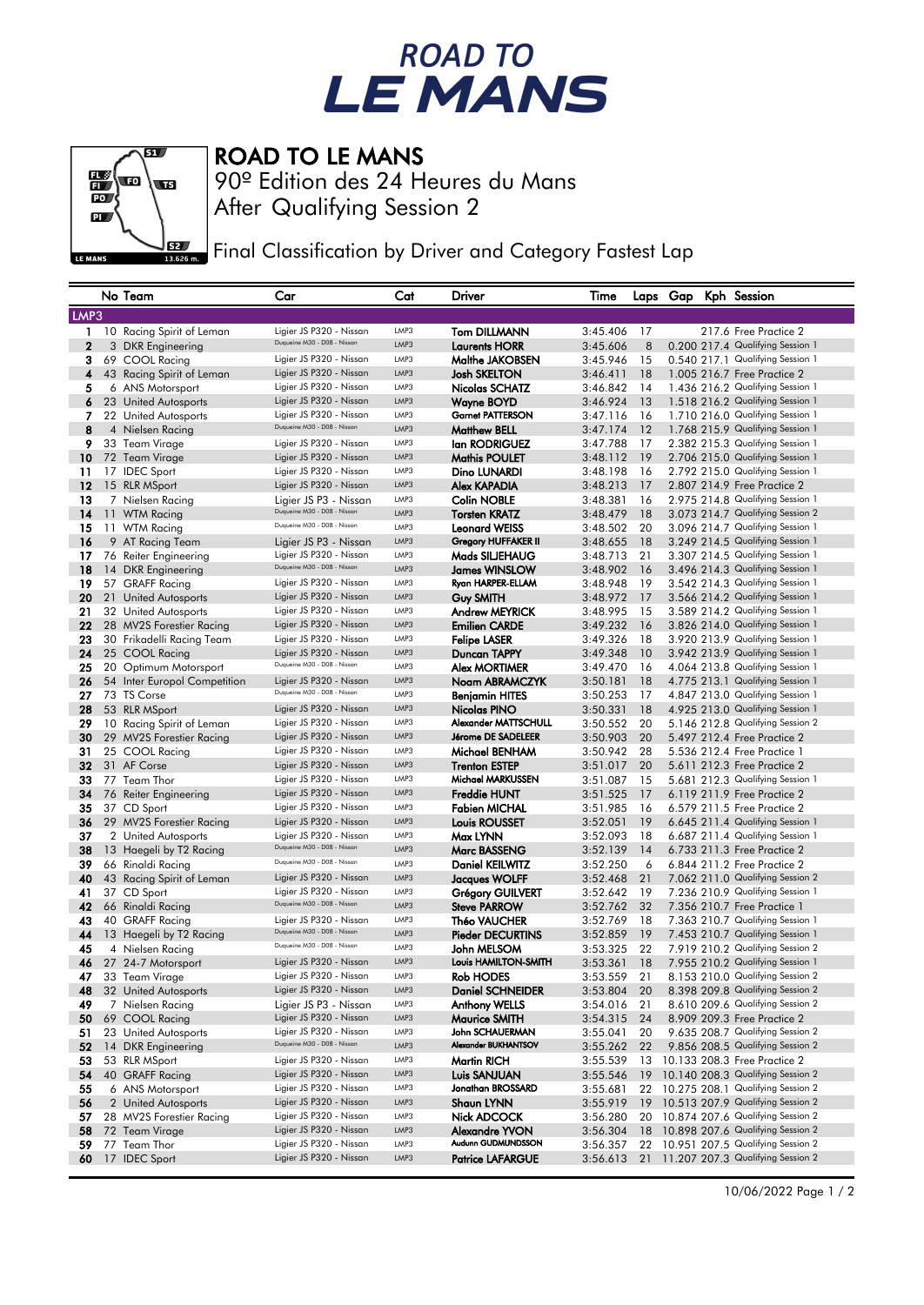# ROAD TO LE MANS

## ROAD TO LE MANS

90º Edition des 24 Heures du Mans

After Qualifying Session 2

Final Classification by Driver and Category Fastest Lap

| | No | Team | Car | Cat | Driver | Time | Laps | Gap | Kph | Session |
|---|---|---|---|---|---|---|---|---|---|---|
| **LMP3** | | | | | | | | | | |
| 1 | 10 | Racing Spirit of Leman | Ligier JS P320 - Nissan | LMP3 | Tom DILLMANN | 3:45.406 | 17 | | 217.6 | Free Practice 2 |
| 2 | 3 | DKR Engineering | Duqueine M30 - D08 - Nissan | LMP3 | Laurents HORR | 3:45.606 | 8 | 0.200 | 217.4 | Qualifying Session 1 |
| 3 | 69 | COOL Racing | Ligier JS P320 - Nissan | LMP3 | Malthe JAKOBSEN | 3:45.946 | 15 | 0.540 | 217.1 | Qualifying Session 1 |
| 4 | 43 | Racing Spirit of Leman | Ligier JS P320 - Nissan | LMP3 | Josh SKELTON | 3:46.411 | 18 | 1.005 | 216.7 | Free Practice 2 |
| 5 | 6 | ANS Motorsport | Ligier JS P320 - Nissan | LMP3 | Nicolas SCHATZ | 3:46.842 | 14 | 1.436 | 216.2 | Qualifying Session 1 |
| 6 | 23 | United Autosports | Ligier JS P320 - Nissan | LMP3 | Wayne BOYD | 3:46.924 | 13 | 1.518 | 216.2 | Qualifying Session 1 |
| 7 | 22 | United Autosports | Ligier JS P320 - Nissan | LMP3 | Garnet PATTERSON | 3:47.116 | 16 | 1.710 | 216.0 | Qualifying Session 1 |
| 8 | 4 | Nielsen Racing | Duqueine M30 - D08 - Nissan | LMP3 | Matthew BELL | 3:47.174 | 12 | 1.768 | 215.9 | Qualifying Session 1 |
| 9 | 33 | Team Virage | Ligier JS P320 - Nissan | LMP3 | Ian RODRIGUEZ | 3:47.788 | 17 | 2.382 | 215.3 | Qualifying Session 1 |
| 10 | 72 | Team Virage | Ligier JS P320 - Nissan | LMP3 | Mathis POULET | 3:48.112 | 19 | 2.706 | 215.0 | Qualifying Session 1 |
| 11 | 17 | IDEC Sport | Ligier JS P320 - Nissan | LMP3 | Dino LUNARDI | 3:48.198 | 16 | 2.792 | 215.0 | Qualifying Session 1 |
| 12 | 15 | RLR MSport | Ligier JS P320 - Nissan | LMP3 | Alex KAPADIA | 3:48.213 | 17 | 2.807 | 214.9 | Free Practice 2 |
| 13 | 7 | Nielsen Racing | Ligier JS P3 - Nissan | LMP3 | Colin NOBLE | 3:48.381 | 16 | 2.975 | 214.8 | Qualifying Session 1 |
| 14 | 11 | WTM Racing | Duqueine M30 - D08 - Nissan | LMP3 | Torsten KRATZ | 3:48.479 | 18 | 3.073 | 214.7 | Qualifying Session 2 |
| 15 | 11 | WTM Racing | Duqueine M30 - D08 - Nissan | LMP3 | Leonard WEISS | 3:48.502 | 20 | 3.096 | 214.7 | Qualifying Session 1 |
| 16 | 9 | AT Racing Team | Ligier JS P3 - Nissan | LMP3 | Gregory HUFFAKER II | 3:48.655 | 18 | 3.249 | 214.5 | Qualifying Session 1 |
| 17 | 76 | Reiter Engineering | Ligier JS P320 - Nissan | LMP3 | Mads SILJEHAUG | 3:48.713 | 21 | 3.307 | 214.5 | Qualifying Session 1 |
| 18 | 14 | DKR Engineering | Duqueine M30 - D08 - Nissan | LMP3 | James WINSLOW | 3:48.902 | 16 | 3.496 | 214.3 | Qualifying Session 1 |
| 19 | 57 | GRAFF Racing | Ligier JS P320 - Nissan | LMP3 | Ryan HARPER-ELLAM | 3:48.948 | 19 | 3.542 | 214.3 | Qualifying Session 1 |
| 20 | 21 | United Autosports | Ligier JS P320 - Nissan | LMP3 | Guy SMITH | 3:48.972 | 17 | 3.566 | 214.2 | Qualifying Session 1 |
| 21 | 32 | United Autosports | Ligier JS P320 - Nissan | LMP3 | Andrew MEYRICK | 3:48.995 | 15 | 3.589 | 214.2 | Qualifying Session 1 |
| 22 | 28 | MV2S Forestier Racing | Ligier JS P320 - Nissan | LMP3 | Emilien CARDE | 3:49.232 | 16 | 3.826 | 214.0 | Qualifying Session 1 |
| 23 | 30 | Frikadelli Racing Team | Ligier JS P320 - Nissan | LMP3 | Felipe LASER | 3:49.326 | 18 | 3.920 | 213.9 | Qualifying Session 1 |
| 24 | 25 | COOL Racing | Ligier JS P320 - Nissan | LMP3 | Duncan TAPPY | 3:49.348 | 10 | 3.942 | 213.9 | Qualifying Session 1 |
| 25 | 20 | Optimum Motorsport | Duqueine M30 - D08 - Nissan | LMP3 | Alex MORTIMER | 3:49.470 | 16 | 4.064 | 213.8 | Qualifying Session 1 |
| 26 | 54 | Inter Europol Competition | Ligier JS P320 - Nissan | LMP3 | Noam ABRAMCZYK | 3:50.181 | 18 | 4.775 | 213.1 | Qualifying Session 1 |
| 27 | 73 | TS Corse | Duqueine M30 - D08 - Nissan | LMP3 | Benjamin HITES | 3:50.253 | 17 | 4.847 | 213.0 | Qualifying Session 1 |
| 28 | 53 | RLR MSport | Ligier JS P320 - Nissan | LMP3 | Nicolas PINO | 3:50.331 | 18 | 4.925 | 213.0 | Qualifying Session 1 |
| 29 | 10 | Racing Spirit of Leman | Ligier JS P320 - Nissan | LMP3 | Alexander MATTSCHULL | 3:50.552 | 20 | 5.146 | 212.8 | Qualifying Session 2 |
| 30 | 29 | MV2S Forestier Racing | Ligier JS P320 - Nissan | LMP3 | Jérome DE SADELEER | 3:50.903 | 20 | 5.497 | 212.4 | Free Practice 2 |
| 31 | 25 | COOL Racing | Ligier JS P320 - Nissan | LMP3 | Michael BENHAM | 3:50.942 | 28 | 5.536 | 212.4 | Free Practice 1 |
| 32 | 31 | AF Corse | Ligier JS P320 - Nissan | LMP3 | Trenton ESTEP | 3:51.017 | 20 | 5.611 | 212.3 | Free Practice 2 |
| 33 | 77 | Team Thor | Ligier JS P320 - Nissan | LMP3 | Michael MARKUSSEN | 3:51.087 | 15 | 5.681 | 212.3 | Qualifying Session 1 |
| 34 | 76 | Reiter Engineering | Ligier JS P320 - Nissan | LMP3 | Freddie HUNT | 3:51.525 | 17 | 6.119 | 211.9 | Free Practice 2 |
| 35 | 37 | CD Sport | Ligier JS P320 - Nissan | LMP3 | Fabien MICHAL | 3:51.985 | 16 | 6.579 | 211.5 | Free Practice 2 |
| 36 | 29 | MV2S Forestier Racing | Ligier JS P320 - Nissan | LMP3 | Louis ROUSSET | 3:52.051 | 19 | 6.645 | 211.4 | Qualifying Session 1 |
| 37 | 2 | United Autosports | Ligier JS P320 - Nissan | LMP3 | Max LYNN | 3:52.093 | 18 | 6.687 | 211.4 | Qualifying Session 1 |
| 38 | 13 | Haegeli by T2 Racing | Duqueine M30 - D08 - Nissan | LMP3 | Marc BASSENG | 3:52.139 | 14 | 6.733 | 211.3 | Free Practice 2 |
| 39 | 66 | Rinaldi Racing | Duqueine M30 - D08 - Nissan | LMP3 | Daniel KEILWITZ | 3:52.250 | 6 | 6.844 | 211.2 | Free Practice 2 |
| 40 | 43 | Racing Spirit of Leman | Ligier JS P320 - Nissan | LMP3 | Jacques WOLFF | 3:52.468 | 21 | 7.062 | 211.0 | Qualifying Session 2 |
| 41 | 37 | CD Sport | Ligier JS P320 - Nissan | LMP3 | Grégory GUILVERT | 3:52.642 | 19 | 7.236 | 210.9 | Qualifying Session 1 |
| 42 | 66 | Rinaldi Racing | Duqueine M30 - D08 - Nissan | LMP3 | Steve PARROW | 3:52.762 | 32 | 7.356 | 210.7 | Free Practice 1 |
| 43 | 40 | GRAFF Racing | Ligier JS P320 - Nissan | LMP3 | Théo VAUCHER | 3:52.769 | 18 | 7.363 | 210.7 | Qualifying Session 1 |
| 44 | 13 | Haegeli by T2 Racing | Duqueine M30 - D08 - Nissan | LMP3 | Pieder DECURTINS | 3:52.859 | 19 | 7.453 | 210.7 | Qualifying Session 1 |
| 45 | 4 | Nielsen Racing | Duqueine M30 - D08 - Nissan | LMP3 | John MELSOM | 3:53.325 | 22 | 7.919 | 210.2 | Qualifying Session 2 |
| 46 | 27 | 24-7 Motorsport | Ligier JS P320 - Nissan | LMP3 | Louis HAMILTON-SMITH | 3:53.361 | 18 | 7.955 | 210.2 | Qualifying Session 1 |
| 47 | 33 | Team Virage | Ligier JS P320 - Nissan | LMP3 | Rob HODES | 3:53.559 | 21 | 8.153 | 210.0 | Qualifying Session 2 |
| 48 | 32 | United Autosports | Ligier JS P320 - Nissan | LMP3 | Daniel SCHNEIDER | 3:53.804 | 20 | 8.398 | 209.8 | Qualifying Session 2 |
| 49 | 7 | Nielsen Racing | Ligier JS P3 - Nissan | LMP3 | Anthony WELLS | 3:54.016 | 21 | 8.610 | 209.6 | Qualifying Session 2 |
| 50 | 69 | COOL Racing | Ligier JS P320 - Nissan | LMP3 | Maurice SMITH | 3:54.315 | 24 | 8.909 | 209.3 | Free Practice 2 |
| 51 | 23 | United Autosports | Ligier JS P320 - Nissan | LMP3 | John SCHAUERMAN | 3:55.041 | 20 | 9.635 | 208.7 | Qualifying Session 2 |
| 52 | 14 | DKR Engineering | Duqueine M30 - D08 - Nissan | LMP3 | Alexander BUKHANTSOV | 3:55.262 | 22 | 9.856 | 208.5 | Qualifying Session 2 |
| 53 | 53 | RLR MSport | Ligier JS P320 - Nissan | LMP3 | Martin RICH | 3:55.539 | 13 | 10.133 | 208.3 | Free Practice 2 |
| 54 | 40 | GRAFF Racing | Ligier JS P320 - Nissan | LMP3 | Luis SANJUAN | 3:55.546 | 19 | 10.140 | 208.3 | Qualifying Session 2 |
| 55 | 6 | ANS Motorsport | Ligier JS P320 - Nissan | LMP3 | Jonathan BROSSARD | 3:55.681 | 22 | 10.275 | 208.1 | Qualifying Session 2 |
| 56 | 2 | United Autosports | Ligier JS P320 - Nissan | LMP3 | Shaun LYNN | 3:55.919 | 19 | 10.513 | 207.9 | Qualifying Session 2 |
| 57 | 28 | MV2S Forestier Racing | Ligier JS P320 - Nissan | LMP3 | Nick ADCOCK | 3:56.280 | 20 | 10.874 | 207.6 | Qualifying Session 2 |
| 58 | 72 | Team Virage | Ligier JS P320 - Nissan | LMP3 | Alexandre YVON | 3:56.304 | 18 | 10.898 | 207.6 | Qualifying Session 2 |
| 59 | 77 | Team Thor | Ligier JS P320 - Nissan | LMP3 | Audunn GUDMUNDSSON | 3:56.357 | 22 | 10.951 | 207.5 | Qualifying Session 2 |
| 60 | 17 | IDEC Sport | Ligier JS P320 - Nissan | LMP3 | Patrice LAFARGUE | 3:56.613 | 21 | 11.207 | 207.3 | Qualifying Session 2 |

10/06/2022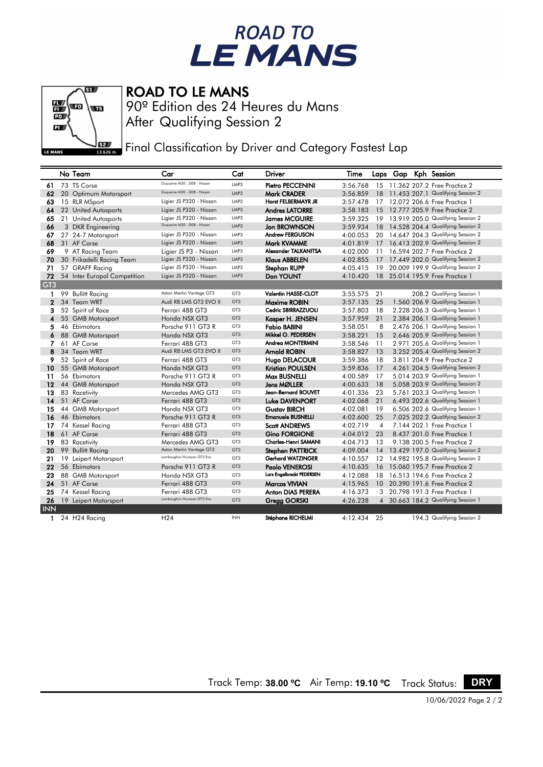# ROAD TO LE MANS

## ROAD TO LE MANS

90º Edition des 24 Heures du Mans

After Qualifying Session 2

Final Classification by Driver and Category Fastest Lap

| | No | Team | Car | Cat | Driver | Time | Laps | Gap | Kph | Session |
|---|---|---|---|---|---|---|---|---|---|---|
| 61 | 73 | TS Corse | Duqueine M30 - D08 - Nissan | LMP3 | Pietro PECCENINI | 3:56.768 | 15 | 11.362 | 207.2 | Free Practice 2 |
| 62 | 20 | Optimum Motorsport | Duqueine M30 - D08 - Nissan | LMP3 | Mark CRADER | 3:56.859 | 18 | 11.453 | 207.1 | Qualifying Session 2 |
| 63 | 15 | RLR MSport | Ligier JS P320 - Nissan | LMP3 | Horst FELBERMAYR JR | 3:57.478 | 17 | 12.072 | 206.6 | Free Practice 1 |
| 64 | 22 | United Autosports | Ligier JS P320 - Nissan | LMP3 | Andres LATORRE | 3:58.183 | 15 | 12.777 | 205.9 | Free Practice 2 |
| 65 | 21 | United Autosports | Ligier JS P320 - Nissan | LMP3 | James MCGUIRE | 3:59.325 | 19 | 13.919 | 205.0 | Qualifying Session 2 |
| 66 | 3 | DKR Engineering | Duqueine M30 - D08 - Nissan | LMP3 | Jon BROWNSON | 3:59.934 | 18 | 14.528 | 204.4 | Qualifying Session 2 |
| 67 | 27 | 24-7 Motorsport | Ligier JS P320 - Nissan | LMP3 | Andrew FERGUSON | 4:00.053 | 20 | 14.647 | 204.3 | Qualifying Session 2 |
| 68 | 31 | AF Corse | Ligier JS P320 - Nissan | LMP3 | Mark KVAMME | 4:01.819 | 17 | 16.413 | 202.9 | Qualifying Session 2 |
| 69 | 9 | AT Racing Team | Ligier JS P3 - Nissan | LMP3 | Alexander TALKANITSA | 4:02.000 | 11 | 16.594 | 202.7 | Free Practice 2 |
| 70 | 30 | Frikadelli Racing Team | Ligier JS P320 - Nissan | LMP3 | Klaus ABBELEN | 4:02.855 | 17 | 17.449 | 202.0 | Qualifying Session 2 |
| 71 | 57 | GRAFF Racing | Ligier JS P320 - Nissan | LMP3 | Stephan RUPP | 4:05.415 | 19 | 20.009 | 199.9 | Qualifying Session 2 |
| 72 | 54 | Inter Europol Competition | Ligier JS P320 - Nissan | LMP3 | Don YOUNT | 4:10.420 | 18 | 25.014 | 195.9 | Free Practice 1 |
| **GT3** | | | | | | | | | | |
| 1 | 99 | Bullitt Racing | Aston Martin Vantage GT3 | GT3 | Valentin HASSE-CLOT | 3:55.575 | 21 | | 208.2 | Qualifying Session 1 |
| 2 | 34 | Team WRT | Audi R8 LMS GT3 EVO II | GT3 | Maxime ROBIN | 3:57.135 | 25 | 1.560 | 206.9 | Qualifying Session 1 |
| 3 | 52 | Spirit of Race | Ferrari 488 GT3 | GT3 | Cedric SBIRRAZZUOLI | 3:57.803 | 18 | 2.228 | 206.3 | Qualifying Session 1 |
| 4 | 55 | GMB Motorsport | Honda NSX GT3 | GT3 | Kasper H. JENSEN | 3:57.959 | 21 | 2.384 | 206.1 | Qualifying Session 1 |
| 5 | 46 | Ebimotors | Porsche 911 GT3 R | GT3 | Fabio BABINI | 3:58.051 | 8 | 2.476 | 206.1 | Qualifying Session 1 |
| 6 | 88 | GMB Motorsport | Honda NSX GT3 | GT3 | Mikkel O. PEDERSEN | 3:58.221 | 15 | 2.646 | 205.9 | Qualifying Session 1 |
| 7 | 61 | AF Corse | Ferrari 488 GT3 | GT3 | Andrea MONTERMINI | 3:58.546 | 11 | 2.971 | 205.6 | Qualifying Session 1 |
| 8 | 34 | Team WRT | Audi R8 LMS GT3 EVO II | GT3 | Arnold ROBIN | 3:58.827 | 13 | 3.252 | 205.4 | Qualifying Session 2 |
| 9 | 52 | Spirit of Race | Ferrari 488 GT3 | GT3 | Hugo DELACOUR | 3:59.386 | 18 | 3.811 | 204.9 | Free Practice 2 |
| 10 | 55 | GMB Motorsport | Honda NSX GT3 | GT3 | Kristian POULSEN | 3:59.836 | 17 | 4.261 | 204.5 | Qualifying Session 2 |
| 11 | 56 | Ebimotors | Porsche 911 GT3 R | GT3 | Max BUSNELLI | 4:00.589 | 17 | 5.014 | 203.9 | Qualifying Session 1 |
| 12 | 44 | GMB Motorsport | Honda NSX GT3 | GT3 | Jens MØLLER | 4:00.633 | 18 | 5.058 | 203.9 | Qualifying Session 2 |
| 13 | 83 | Racetivity | Mercedes AMG GT3 | GT3 | Jean-Bernard BOUVET | 4:01.336 | 23 | 5.761 | 203.3 | Qualifying Session 1 |
| 14 | 51 | AF Corse | Ferrari 488 GT3 | GT3 | Luke DAVENPORT | 4:02.068 | 21 | 6.493 | 202.6 | Qualifying Session 1 |
| 15 | 44 | GMB Motorsport | Honda NSX GT3 | GT3 | Gustav BIRCH | 4:02.081 | 19 | 6.506 | 202.6 | Qualifying Session 1 |
| 16 | 46 | Ebimotors | Porsche 911 GT3 R | GT3 | Emanuele BUSNELLI | 4:02.600 | 25 | 7.025 | 202.2 | Qualifying Session 2 |
| 17 | 74 | Kessel Racing | Ferrari 488 GT3 | GT3 | Scott ANDREWS | 4:02.719 | 4 | 7.144 | 202.1 | Free Practice 1 |
| 18 | 61 | AF Corse | Ferrari 488 GT3 | GT3 | Gino FORGIONE | 4:04.012 | 23 | 8.437 | 201.0 | Free Practice 1 |
| 19 | 83 | Racetivity | Mercedes AMG GT3 | GT3 | Charles-Henri SAMANI | 4:04.713 | 13 | 9.138 | 200.5 | Free Practice 2 |
| 20 | 99 | Bullitt Racing | Aston Martin Vantage GT3 | GT3 | Stephen PATTRICK | 4:09.004 | 14 | 13.429 | 197.0 | Qualifying Session 2 |
| 21 | 19 | Leipert Motorsport | Lamborghini Huracan GT3 Evo | GT3 | Gerhard WATZINGER | 4:10.557 | 12 | 14.982 | 195.8 | Qualifying Session 2 |
| 22 | 56 | Ebimotors | Porsche 911 GT3 R | GT3 | Paolo VENEROSI | 4:10.635 | 16 | 15.060 | 195.7 | Free Practice 2 |
| 23 | 88 | GMB Motorsport | Honda NSX GT3 | GT3 | Lars Engelbreckt PEDERSEN | 4:12.088 | 18 | 16.513 | 194.6 | Free Practice 2 |
| 24 | 51 | AF Corse | Ferrari 488 GT3 | GT3 | Marcos VIVIAN | 4:15.965 | 10 | 20.390 | 191.6 | Free Practice 2 |
| 25 | 74 | Kessel Racing | Ferrari 488 GT3 | GT3 | Anton DIAS PERERA | 4:16.373 | 3 | 20.798 | 191.3 | Free Practice 1 |
| 26 | 19 | Leipert Motorsport | Lamborghini Huracan GT3 Evo | GT3 | Gregg GORSKI | 4:26.238 | 4 | 30.663 | 184.2 | Qualifying Session 1 |
| **INN** | | | | | | | | | | |
| 1 | 24 | H24 Racing | H24 | INN | Stéphane RICHELMI | 4:12.434 | 25 | | 194.3 | Qualifying Session 2 |

Track Temp: **38.00 ºC** Air Temp: **19.10 ºC** Track Status: **DRY**

10/06/2022